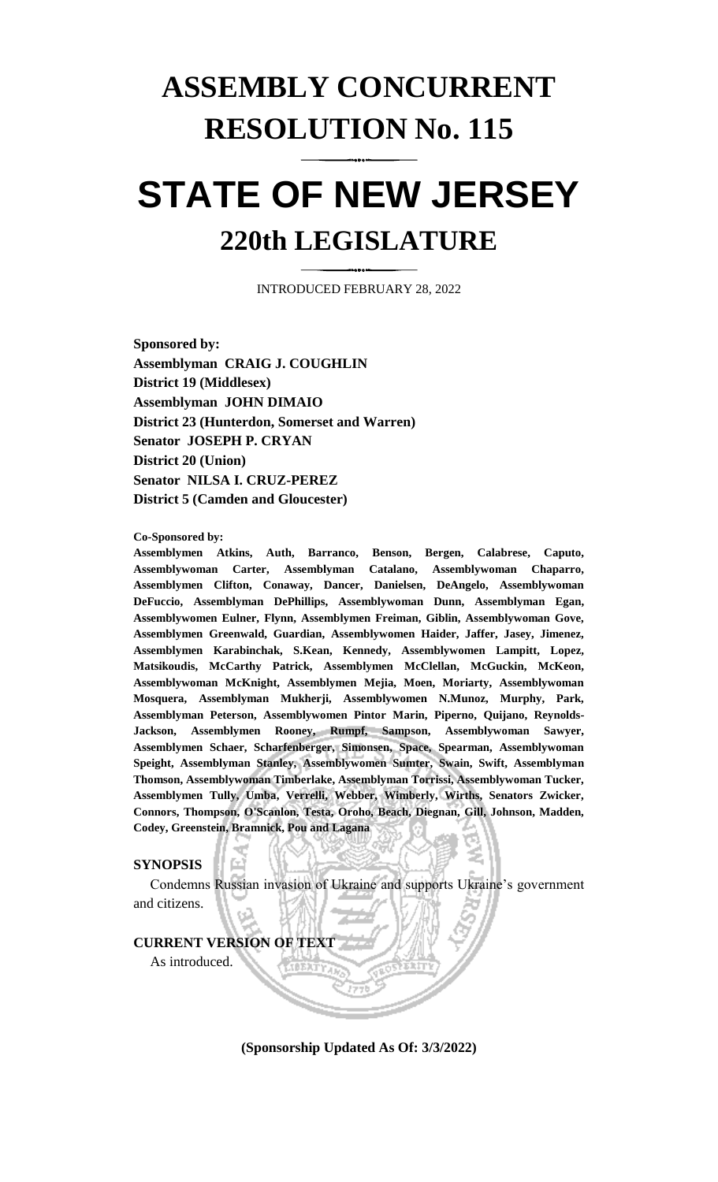# ASSEMBLY CONCURRENT RESOLUTION No. 115

# STATE OF NEW JERSEY

## 220th LEGISLATURE

INTRODUCED FEBRUARY 28, 2022

**Sponsored by:**
**Assemblyman CRAIG J. COUGHLIN**
**District 19 (Middlesex)**
**Assemblyman JOHN DIMAIO**
**District 23 (Hunterdon, Somerset and Warren)**
**Senator JOSEPH P. CRYAN**
**District 20 (Union)**
**Senator NILSA I. CRUZ-PEREZ**
**District 5 (Camden and Gloucester)**

**Co-Sponsored by:**
**Assemblymen Atkins, Auth, Barranco, Benson, Bergen, Calabrese, Caputo, Assemblywoman Carter, Assemblyman Catalano, Assemblywoman Chaparro, Assemblymen Clifton, Conaway, Dancer, Danielsen, DeAngelo, Assemblywoman DeFuccio, Assemblyman DePhillips, Assemblywoman Dunn, Assemblyman Egan, Assemblywomen Eulner, Flynn, Assemblymen Freiman, Giblin, Assemblywoman Gove, Assemblymen Greenwald, Guardian, Assemblywomen Haider, Jaffer, Jasey, Jimenez, Assemblymen Karabinchak, S.Kean, Kennedy, Assemblywomen Lampitt, Lopez, Matsikoudis, McCarthy Patrick, Assemblymen McClellan, McGuckin, McKeon, Assemblywoman McKnight, Assemblymen Mejia, Moen, Moriarty, Assemblywoman Mosquera, Assemblyman Mukherji, Assemblywomen N.Munoz, Murphy, Park, Assemblyman Peterson, Assemblywomen Pintor Marin, Piperno, Quijano, Reynolds-Jackson, Assemblymen Rooney, Rumpf, Sampson, Assemblywoman Sawyer, Assemblymen Schaer, Scharfenberger, Simonsen, Space, Spearman, Assemblywoman Speight, Assemblyman Stanley, Assemblywomen Sumter, Swain, Swift, Assemblyman Thomson, Assemblywoman Timberlake, Assemblyman Torrissi, Assemblywoman Tucker, Assemblymen Tully, Umba, Verrelli, Webber, Wimberly, Wirths, Senators Zwicker, Connors, Thompson, O'Scanlon, Testa, Oroho, Beach, Diegnan, Gill, Johnson, Madden, Codey, Greenstein, Bramnick, Pou and Lagana**

**SYNOPSIS**

Condemns Russian invasion of Ukraine and supports Ukraine's government and citizens.

**CURRENT VERSION OF TEXT**

As introduced.

**(Sponsorship Updated As Of: 3/3/2022)**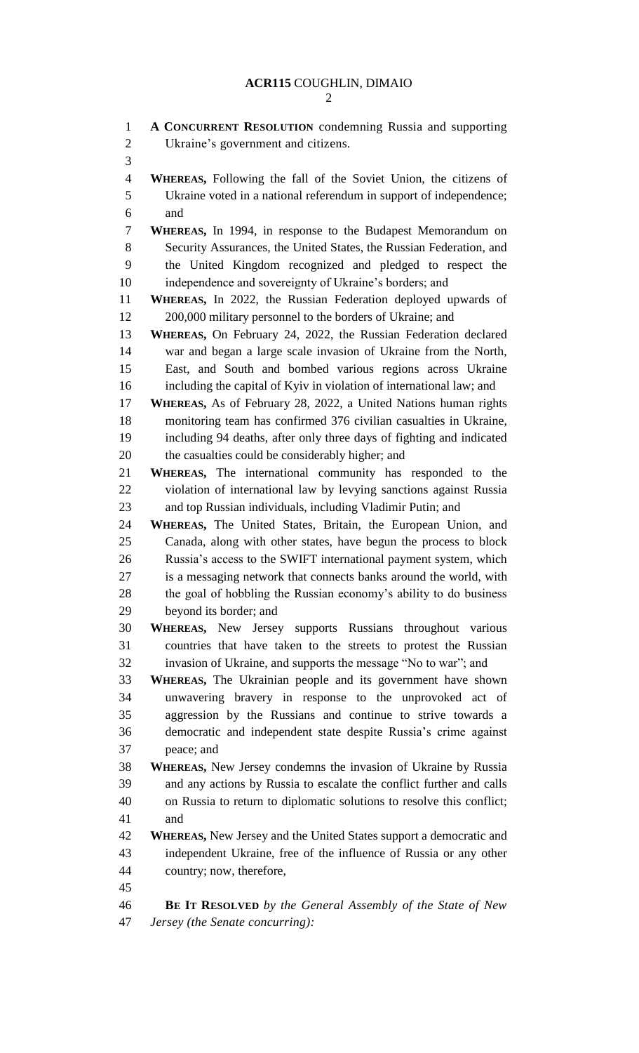**A CONCURRENT RESOLUTION** condemning Russia and supporting Ukraine's government and citizens.

**WHEREAS,** Following the fall of the Soviet Union, the citizens of Ukraine voted in a national referendum in support of independence; and

**WHEREAS,** In 1994, in response to the Budapest Memorandum on Security Assurances, the United States, the Russian Federation, and the United Kingdom recognized and pledged to respect the independence and sovereignty of Ukraine's borders; and

**WHEREAS,** In 2022, the Russian Federation deployed upwards of 200,000 military personnel to the borders of Ukraine; and

**WHEREAS,** On February 24, 2022, the Russian Federation declared war and began a large scale invasion of Ukraine from the North, East, and South and bombed various regions across Ukraine including the capital of Kyiv in violation of international law; and

**WHEREAS,** As of February 28, 2022, a United Nations human rights monitoring team has confirmed 376 civilian casualties in Ukraine, including 94 deaths, after only three days of fighting and indicated the casualties could be considerably higher; and

**WHEREAS,** The international community has responded to the violation of international law by levying sanctions against Russia and top Russian individuals, including Vladimir Putin; and

**WHEREAS,** The United States, Britain, the European Union, and Canada, along with other states, have begun the process to block Russia's access to the SWIFT international payment system, which is a messaging network that connects banks around the world, with the goal of hobbling the Russian economy's ability to do business beyond its border; and

**WHEREAS,** New Jersey supports Russians throughout various countries that have taken to the streets to protest the Russian invasion of Ukraine, and supports the message "No to war"; and

**WHEREAS,** The Ukrainian people and its government have shown unwavering bravery in response to the unprovoked act of aggression by the Russians and continue to strive towards a democratic and independent state despite Russia's crime against peace; and

**WHEREAS,** New Jersey condemns the invasion of Ukraine by Russia and any actions by Russia to escalate the conflict further and calls on Russia to return to diplomatic solutions to resolve this conflict; and

**WHEREAS,** New Jersey and the United States support a democratic and independent Ukraine, free of the influence of Russia or any other country; now, therefore,

**BE IT RESOLVED** *by the General Assembly of the State of New Jersey (the Senate concurring):*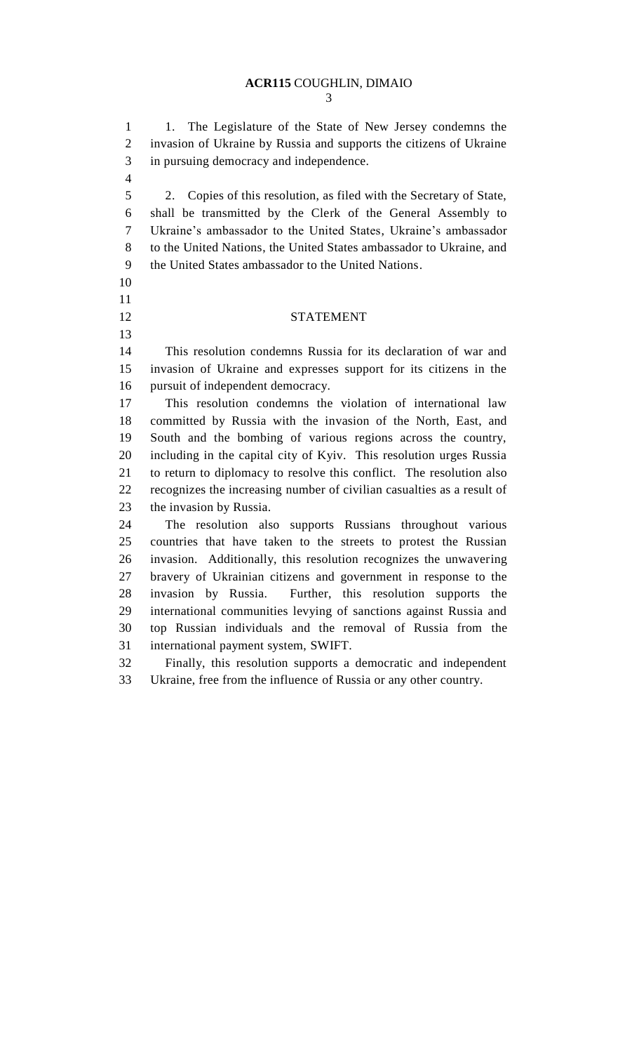1. The Legislature of the State of New Jersey condemns the invasion of Ukraine by Russia and supports the citizens of Ukraine in pursuing democracy and independence.

2. Copies of this resolution, as filed with the Secretary of State, shall be transmitted by the Clerk of the General Assembly to Ukraine's ambassador to the United States, Ukraine's ambassador to the United Nations, the United States ambassador to Ukraine, and the United States ambassador to the United Nations.

## STATEMENT

This resolution condemns Russia for its declaration of war and invasion of Ukraine and expresses support for its citizens in the pursuit of independent democracy.

This resolution condemns the violation of international law committed by Russia with the invasion of the North, East, and South and the bombing of various regions across the country, including in the capital city of Kyiv. This resolution urges Russia to return to diplomacy to resolve this conflict. The resolution also recognizes the increasing number of civilian casualties as a result of the invasion by Russia.

The resolution also supports Russians throughout various countries that have taken to the streets to protest the Russian invasion. Additionally, this resolution recognizes the unwavering bravery of Ukrainian citizens and government in response to the invasion by Russia. Further, this resolution supports the international communities levying of sanctions against Russia and top Russian individuals and the removal of Russia from the international payment system, SWIFT.

Finally, this resolution supports a democratic and independent Ukraine, free from the influence of Russia or any other country.